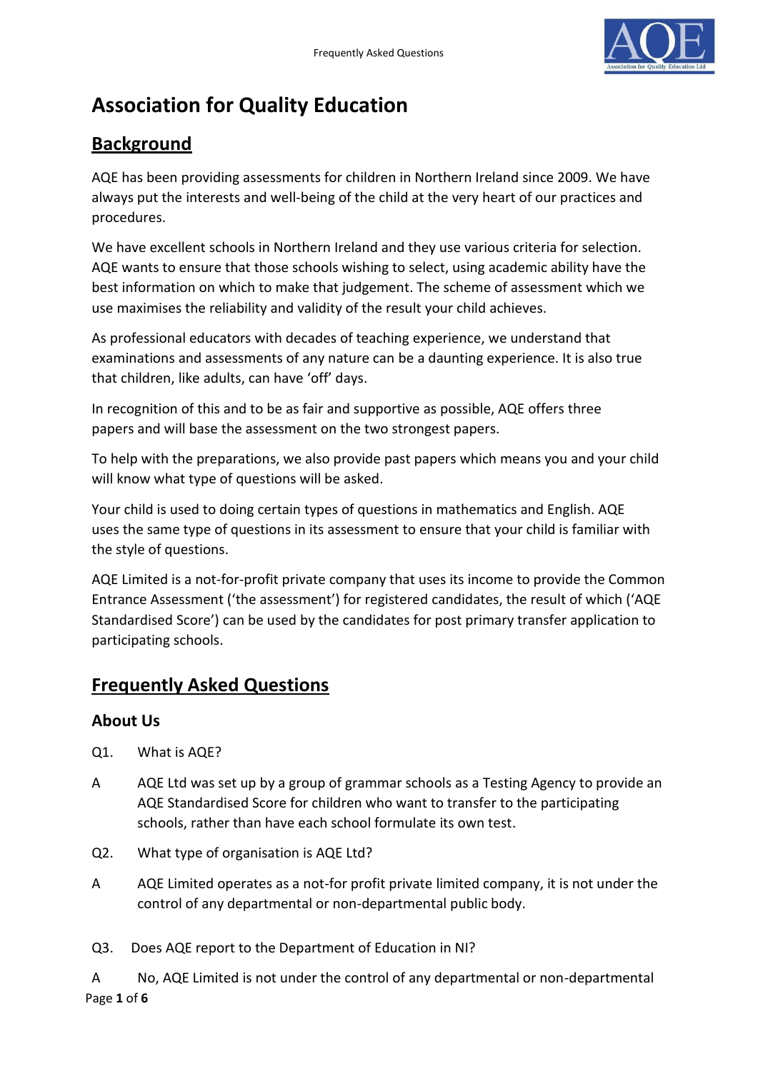# Association for Quality Education

## Background

AQE has been providing assessments for children in Northern Ireland since 2009. We have always put the interests and well-being of the child at the very heart of our practices and procedures.

We have excellent schools in Northern Ireland and they use various criteria for selection. AQE wants to ensure that those schools wishing to select, using academic ability have the best information on which to make that judgement. The scheme of assessment which we use maximises the reliability and validity of the result your child achieves.

As professional educators with decades of teaching experience, we understand that examinations and assessments of any nature can be a daunting experience. It is also true that children, like adults, can have 'off' days.

In recognition of this and to be as fair and supportive as possible, AQE offers three papers and will base the assessment on the two strongest papers.

To help with the preparations, we also provide past papers which means you and your child will know what type of questions will be asked.

Your child is used to doing certain types of questions in mathematics and English. AQE uses the same type of questions in its assessment to ensure that your child is familiar with the style of questions.

AQE Limited is a not-for-profit private company that uses its income to provide the Common Entrance Assessment ('the assessment') for registered candidates, the result of which ('AQE Standardised Score') can be used by the candidates for post primary transfer application to participating schools.

## Frequently Asked Questions

### About Us

Q1. What is AQE?

A AQE Ltd was set up by a group of grammar schools as a Testing Agency to provide an AQE Standardised Score for children who want to transfer to the participating schools, rather than have each school formulate its own test.

Q2. What type of organisation is AQE Ltd?

A AQE Limited operates as a not-for profit private limited company, it is not under the control of any departmental or non-departmental public body.

Q3. Does AQE report to the Department of Education in NI?

A No, AQE Limited is not under the control of any departmental or non-departmental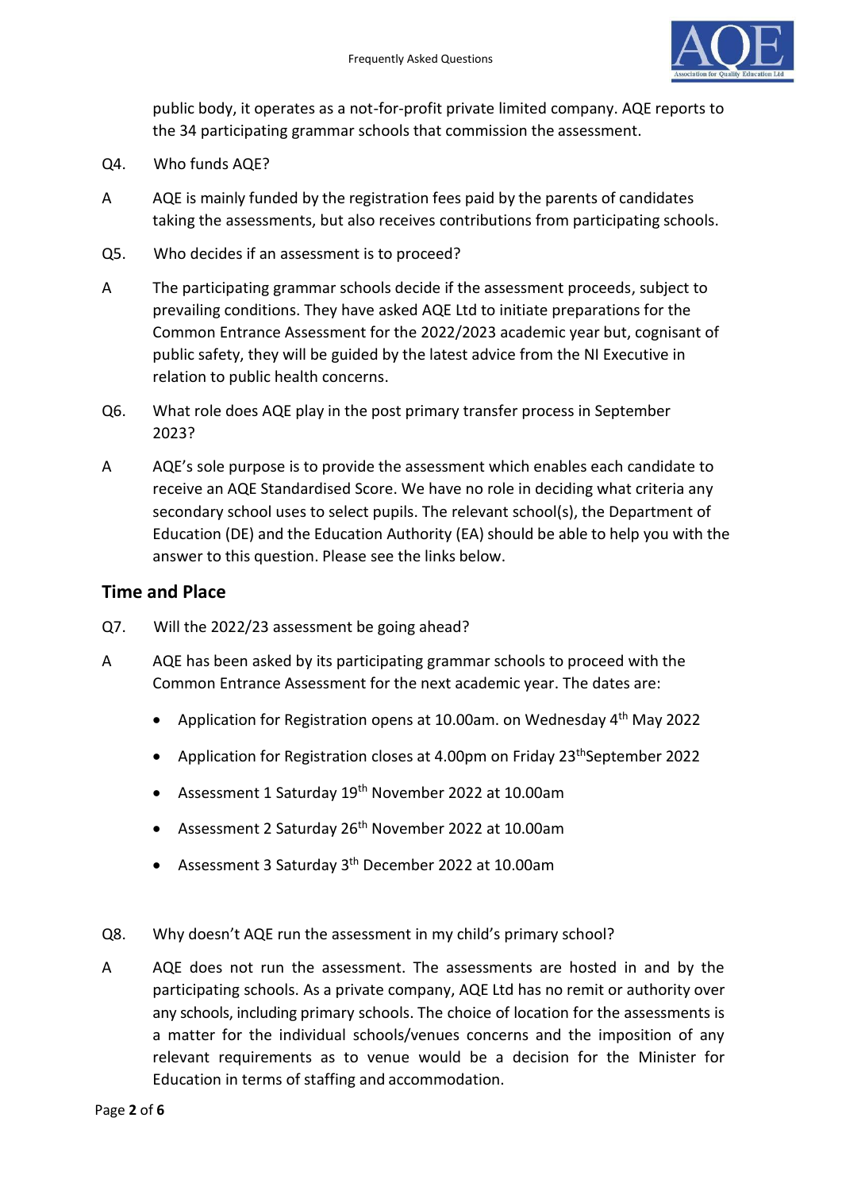public body, it operates as a not-for-profit private limited company. AQE reports to the 34 participating grammar schools that commission the assessment.

Q4. Who funds AQE?

A AQE is mainly funded by the registration fees paid by the parents of candidates taking the assessments, but also receives contributions from participating schools.

Q5. Who decides if an assessment is to proceed?

A The participating grammar schools decide if the assessment proceeds, subject to prevailing conditions. They have asked AQE Ltd to initiate preparations for the Common Entrance Assessment for the 2022/2023 academic year but, cognisant of public safety, they will be guided by the latest advice from the NI Executive in relation to public health concerns.

Q6. What role does AQE play in the post primary transfer process in September 2023?

A AQE's sole purpose is to provide the assessment which enables each candidate to receive an AQE Standardised Score. We have no role in deciding what criteria any secondary school uses to select pupils. The relevant school(s), the Department of Education (DE) and the Education Authority (EA) should be able to help you with the answer to this question. Please see the links below.

## Time and Place

Q7. Will the 2022/23 assessment be going ahead?

A AQE has been asked by its participating grammar schools to proceed with the Common Entrance Assessment for the next academic year. The dates are:

- Application for Registration opens at 10.00am. on Wednesday 4th May 2022
- Application for Registration closes at 4.00pm on Friday 23rd September 2022
- Assessment 1 Saturday 19th November 2022 at 10.00am
- Assessment 2 Saturday 26th November 2022 at 10.00am
- Assessment 3 Saturday 3rd December 2022 at 10.00am

Q8. Why doesn't AQE run the assessment in my child's primary school?

A AQE does not run the assessment. The assessments are hosted in and by the participating schools. As a private company, AQE Ltd has no remit or authority over any schools, including primary schools. The choice of location for the assessments is a matter for the individual schools/venues concerns and the imposition of any relevant requirements as to venue would be a decision for the Minister for Education in terms of staffing and accommodation.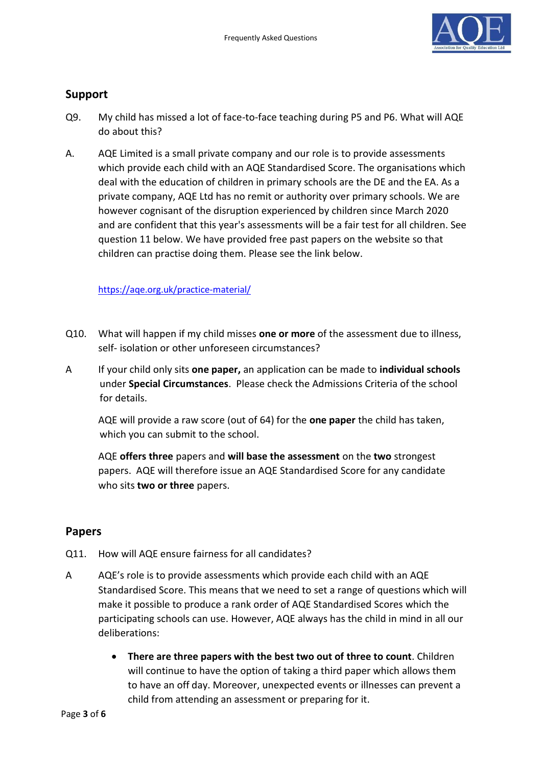## Support

Q9. My child has missed a lot of face-to-face teaching during P5 and P6. What will AQE do about this?

A. AQE Limited is a small private company and our role is to provide assessments which provide each child with an AQE Standardised Score. The organisations which deal with the education of children in primary schools are the DE and the EA. As a private company, AQE Ltd has no remit or authority over primary schools. We are however cognisant of the disruption experienced by children since March 2020 and are confident that this year's assessments will be a fair test for all children. See question 11 below. We have provided free past papers on the website so that children can practise doing them. Please see the link below.

https://aqe.org.uk/practice-material/

Q10. What will happen if my child misses **one or more** of the assessment due to illness, self- isolation or other unforeseen circumstances?

A If your child only sits **one paper,** an application can be made to **individual schools** under **Special Circumstances**. Please check the Admissions Criteria of the school for details.

AQE will provide a raw score (out of 64) for the **one paper** the child has taken, which you can submit to the school.

AQE **offers three** papers and **will base the assessment** on the **two** strongest papers. AQE will therefore issue an AQE Standardised Score for any candidate who sits **two or three** papers.

## Papers

Q11. How will AQE ensure fairness for all candidates?

A AQE's role is to provide assessments which provide each child with an AQE Standardised Score. This means that we need to set a range of questions which will make it possible to produce a rank order of AQE Standardised Scores which the participating schools can use. However, AQE always has the child in mind in all our deliberations:

- **There are three papers with the best two out of three to count**. Children will continue to have the option of taking a third paper which allows them to have an off day. Moreover, unexpected events or illnesses can prevent a child from attending an assessment or preparing for it.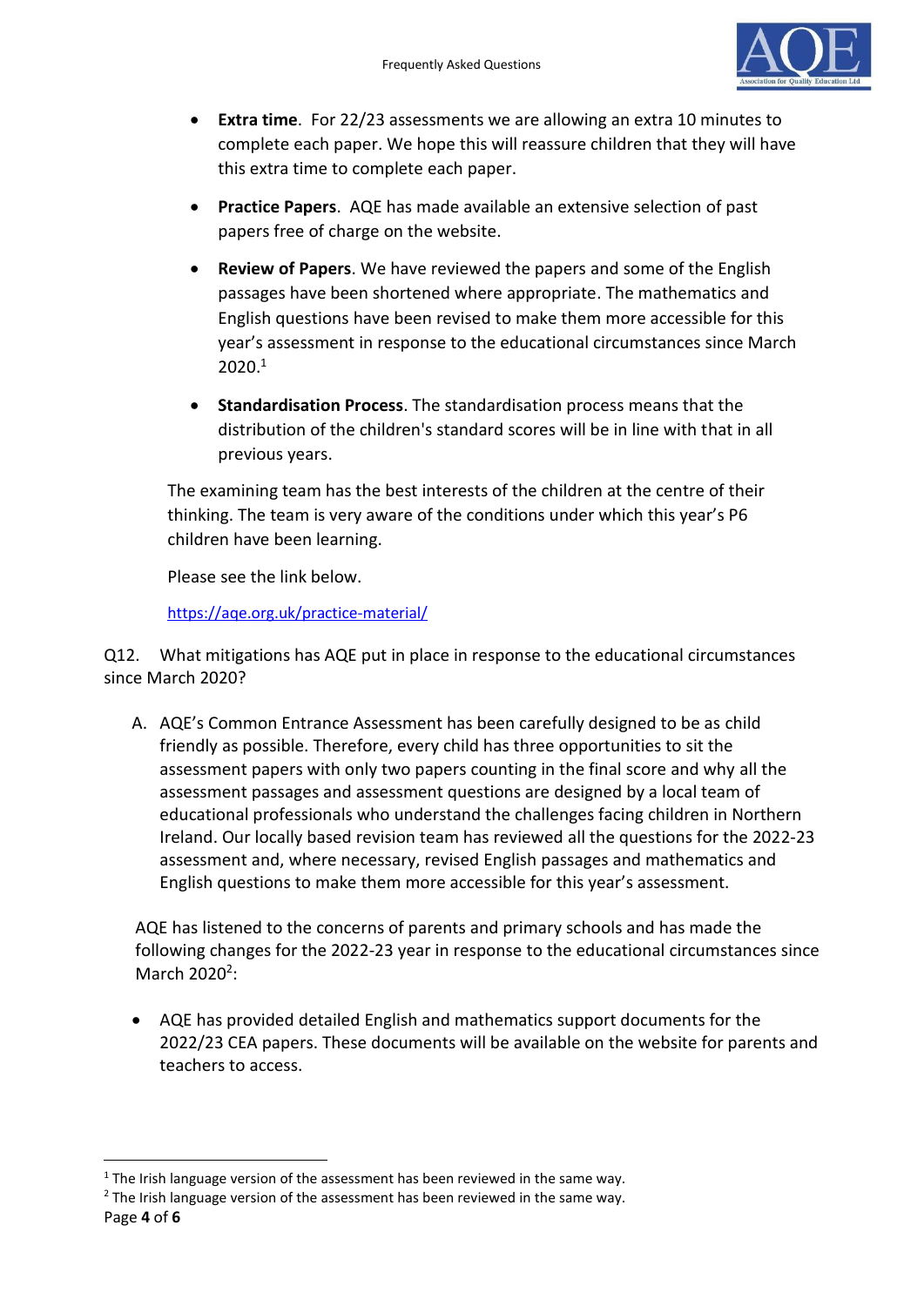- **Extra time**. For 22/23 assessments we are allowing an extra 10 minutes to complete each paper. We hope this will reassure children that they will have this extra time to complete each paper.

- **Practice Papers**. AQE has made available an extensive selection of past papers free of charge on the website.

- **Review of Papers**. We have reviewed the papers and some of the English passages have been shortened where appropriate. The mathematics and English questions have been revised to make them more accessible for this year's assessment in response to the educational circumstances since March 2020.[1]

- **Standardisation Process**. The standardisation process means that the distribution of the children's standard scores will be in line with that in all previous years.

The examining team has the best interests of the children at the centre of their thinking. The team is very aware of the conditions under which this year's P6 children have been learning.

Please see the link below.

https://aqe.org.uk/practice-material/

Q12. What mitigations has AQE put in place in response to the educational circumstances since March 2020?

A. AQE's Common Entrance Assessment has been carefully designed to be as child friendly as possible. Therefore, every child has three opportunities to sit the assessment papers with only two papers counting in the final score and why all the assessment passages and assessment questions are designed by a local team of educational professionals who understand the challenges facing children in Northern Ireland. Our locally based revision team has reviewed all the questions for the 2022-23 assessment and, where necessary, revised English passages and mathematics and English questions to make them more accessible for this year's assessment.

AQE has listened to the concerns of parents and primary schools and has made the following changes for the 2022-23 year in response to the educational circumstances since March 2020[2]:

- AQE has provided detailed English and mathematics support documents for the 2022/23 CEA papers. These documents will be available on the website for parents and teachers to access.

---

[1] The Irish language version of the assessment has been reviewed in the same way.

[2] The Irish language version of the assessment has been reviewed in the same way.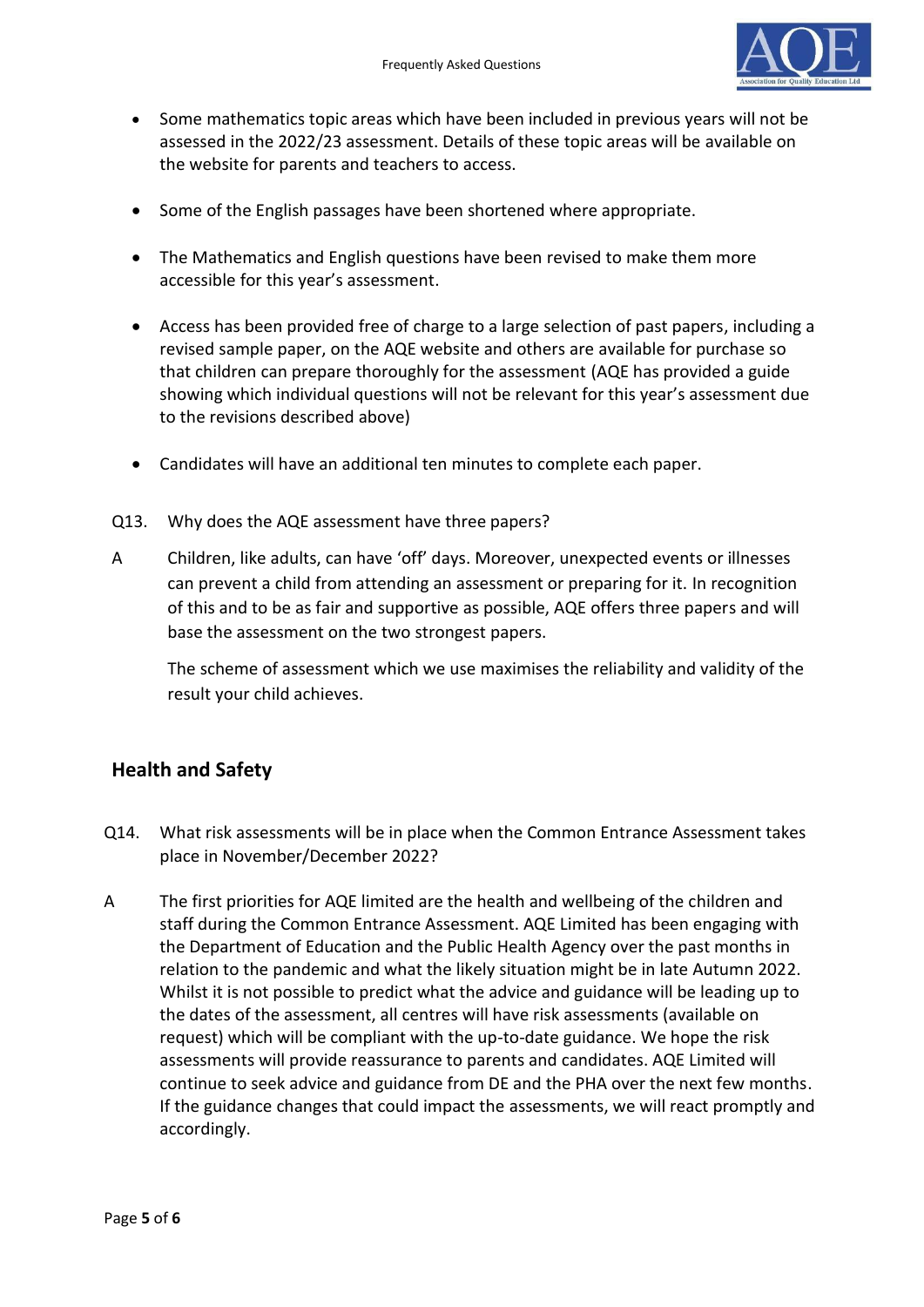- Some mathematics topic areas which have been included in previous years will not be assessed in the 2022/23 assessment. Details of these topic areas will be available on the website for parents and teachers to access.

- Some of the English passages have been shortened where appropriate.

- The Mathematics and English questions have been revised to make them more accessible for this year's assessment.

- Access has been provided free of charge to a large selection of past papers, including a revised sample paper, on the AQE website and others are available for purchase so that children can prepare thoroughly for the assessment (AQE has provided a guide showing which individual questions will not be relevant for this year's assessment due to the revisions described above)

- Candidates will have an additional ten minutes to complete each paper.

Q13. Why does the AQE assessment have three papers?

A Children, like adults, can have 'off' days. Moreover, unexpected events or illnesses can prevent a child from attending an assessment or preparing for it. In recognition of this and to be as fair and supportive as possible, AQE offers three papers and will base the assessment on the two strongest papers.

The scheme of assessment which we use maximises the reliability and validity of the result your child achieves.

## Health and Safety

Q14. What risk assessments will be in place when the Common Entrance Assessment takes place in November/December 2022?

A The first priorities for AQE limited are the health and wellbeing of the children and staff during the Common Entrance Assessment. AQE Limited has been engaging with the Department of Education and the Public Health Agency over the past months in relation to the pandemic and what the likely situation might be in late Autumn 2022. Whilst it is not possible to predict what the advice and guidance will be leading up to the dates of the assessment, all centres will have risk assessments (available on request) which will be compliant with the up-to-date guidance. We hope the risk assessments will provide reassurance to parents and candidates. AQE Limited will continue to seek advice and guidance from DE and the PHA over the next few months. If the guidance changes that could impact the assessments, we will react promptly and accordingly.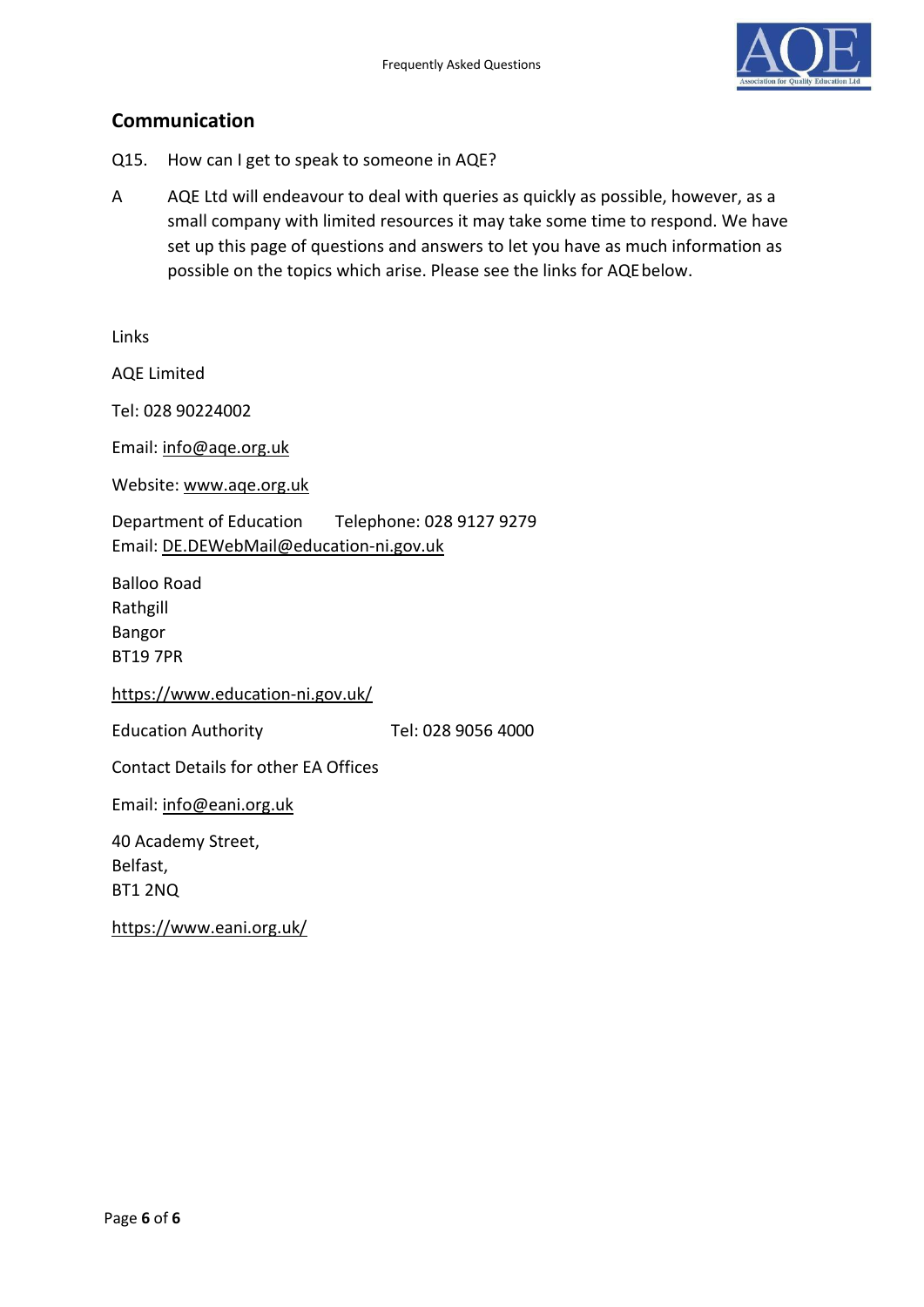## Communication

Q15. How can I get to speak to someone in AQE?

A AQE Ltd will endeavour to deal with queries as quickly as possible, however, as a small company with limited resources it may take some time to respond. We have set up this page of questions and answers to let you have as much information as possible on the topics which arise. Please see the links for AQE below.

Links

AQE Limited

Tel: 028 90224002

Email: info@aqe.org.uk

Website: www.aqe.org.uk

Department of Education Telephone: 028 9127 9279
Email: DE.DEWebMail@education-ni.gov.uk

Balloo Road
Rathgill
Bangor
BT19 7PR

https://www.education-ni.gov.uk/

Education Authority Tel: 028 9056 4000

Contact Details for other EA Offices

Email: info@eani.org.uk

40 Academy Street,
Belfast,
BT1 2NQ

https://www.eani.org.uk/